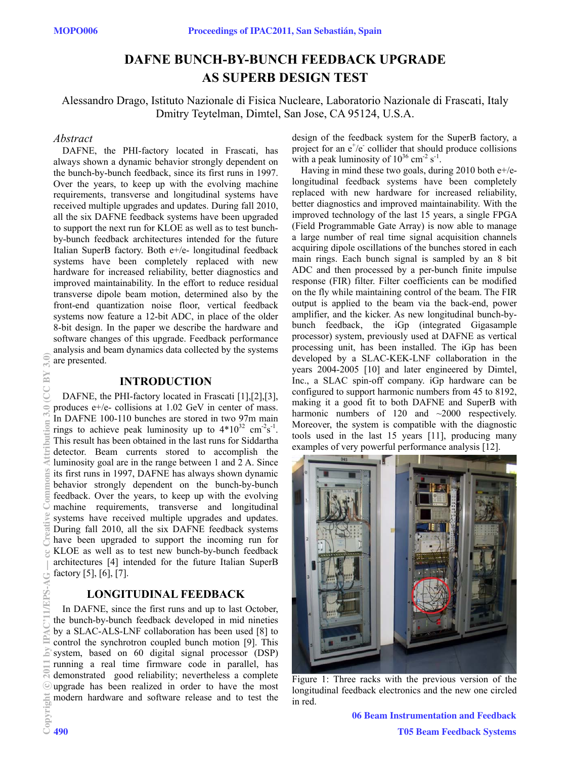# DAFNE BUNCH-BY-BUNCH FEEDBACK UPGRADE AS SUPERB DESIGN TEST

Alessandro Drago, Istituto Nazionale di Fisica Nucleare, Laboratorio Nazionale di Frascati, Italy
Dmitry Teytelman, Dimtel, San Jose, CA 95124, U.S.A.

## *Abstract*

DAFNE, the PHI-factory located in Frascati, has always shown a dynamic behavior strongly dependent on the bunch-by-bunch feedback, since its first runs in 1997. Over the years, to keep up with the evolving machine requirements, transverse and longitudinal systems have received multiple upgrades and updates. During fall 2010, all the six DAFNE feedback systems have been upgraded to support the next run for KLOE as well as to test bunch-by-bunch feedback architectures intended for the future Italian SuperB factory. Both e+/e- longitudinal feedback systems have been completely replaced with new hardware for increased reliability, better diagnostics and improved maintainability. In the effort to reduce residual transverse dipole beam motion, determined also by the front-end quantization noise floor, vertical feedback systems now feature a 12-bit ADC, in place of the older 8-bit design. In the paper we describe the hardware and software changes of this upgrade. Feedback performance analysis and beam dynamics data collected by the systems are presented.

## INTRODUCTION

DAFNE, the PHI-factory located in Frascati [1],[2],[3], produces e+/e- collisions at 1.02 GeV in center of mass. In DAFNE 100-110 bunches are stored in two 97m main rings to achieve peak luminosity up to $4*10^{32}$ $cm^{-2}s^{-1}$. This result has been obtained in the last runs for Siddartha detector. Beam currents stored to accomplish the luminosity goal are in the range between 1 and 2 A. Since its first runs in 1997, DAFNE has always shown dynamic behavior strongly dependent on the bunch-by-bunch feedback. Over the years, to keep up with the evolving machine requirements, transverse and longitudinal systems have received multiple upgrades and updates. During fall 2010, all the six DAFNE feedback systems have been upgraded to support the incoming run for KLOE as well as to test new bunch-by-bunch feedback architectures [4] intended for the future Italian SuperB factory [5], [6], [7].

## LONGITUDINAL FEEDBACK

In DAFNE, since the first runs and up to last October, the bunch-by-bunch feedback developed in mid nineties by a SLAC-ALS-LNF collaboration has been used [8] to control the synchrotron coupled bunch motion [9]. This system, based on 60 digital signal processor (DSP) running a real time firmware code in parallel, has demonstrated good reliability; nevertheless a complete upgrade has been realized in order to have the most modern hardware and software release and to test the design of the feedback system for the SuperB factory, a project for an $e^+/e^-$ collider that should produce collisions with a peak luminosity of $10^{36}$ $cm^{-2}$ $s^{-1}$.

Having in mind these two goals, during 2010 both e+/e- longitudinal feedback systems have been completely replaced with new hardware for increased reliability, better diagnostics and improved maintainability. With the improved technology of the last 15 years, a single FPGA (Field Programmable Gate Array) is now able to manage a large number of real time signal acquisition channels acquiring dipole oscillations of the bunches stored in each main rings. Each bunch signal is sampled by an 8 bit ADC and then processed by a per-bunch finite impulse response (FIR) filter. Filter coefficients can be modified on the fly while maintaining control of the beam. The FIR output is applied to the beam via the back-end, power amplifier, and the kicker. As new longitudinal bunch-by-bunch feedback, the iGp (integrated Gigasample processor) system, previously used at DAFNE as vertical processing unit, has been installed. The iGp has been developed by a SLAC-KEK-LNF collaboration in the years 2004-2005 [10] and later engineered by Dimtel, Inc., a SLAC spin-off company. iGp hardware can be configured to support harmonic numbers from 45 to 8192, making it a good fit to both DAFNE and SuperB with harmonic numbers of 120 and ~2000 respectively. Moreover, the system is compatible with the diagnostic tools used in the last 15 years [11], producing many examples of very powerful performance analysis [12].

Figure 1: Three racks with the previous version of the longitudinal feedback electronics and the new one circled in red.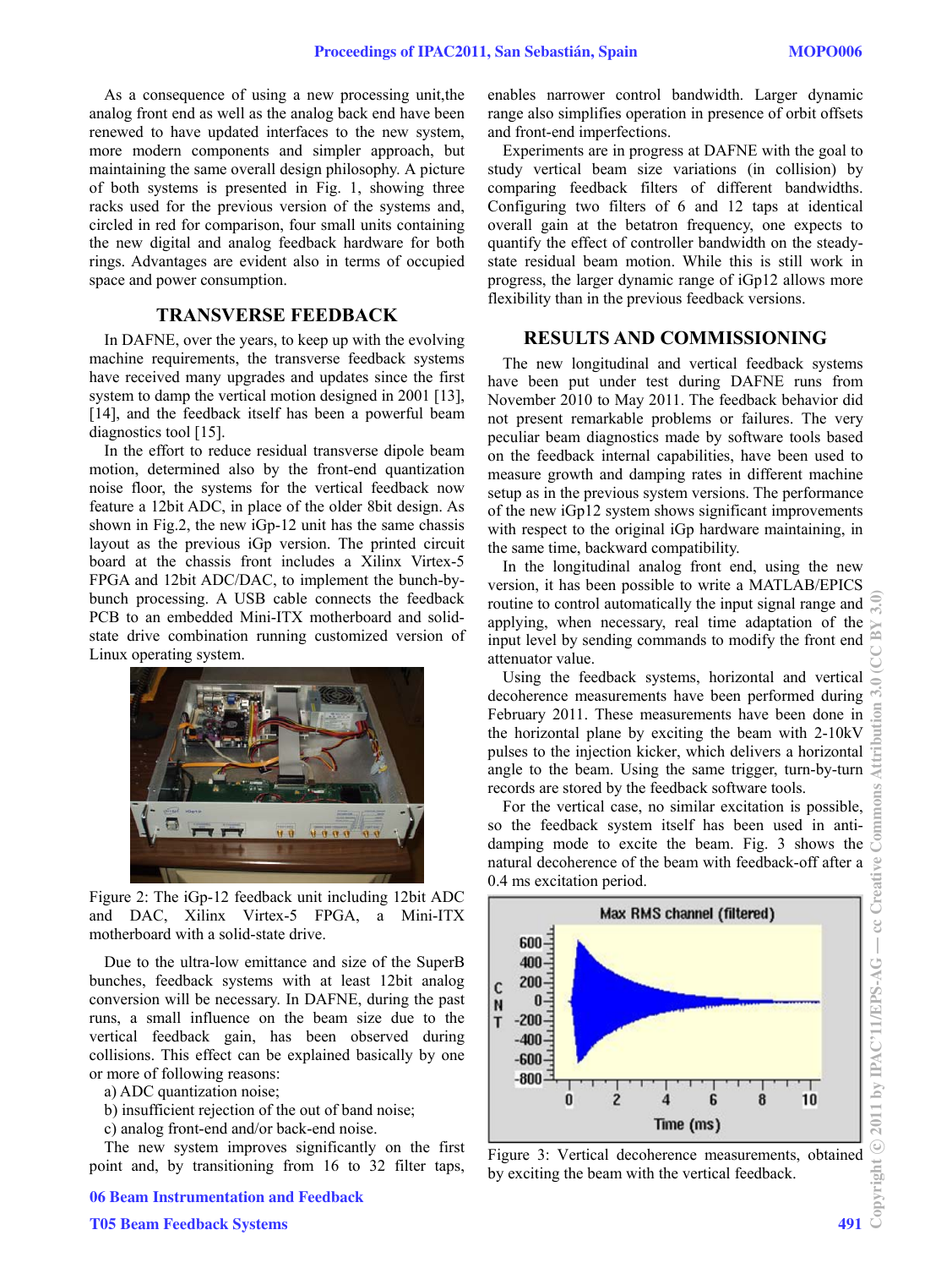As a consequence of using a new processing unit,the analog front end as well as the analog back end have been renewed to have updated interfaces to the new system, more modern components and simpler approach, but maintaining the same overall design philosophy. A picture of both systems is presented in Fig. 1, showing three racks used for the previous version of the systems and, circled in red for comparison, four small units containing the new digital and analog feedback hardware for both rings. Advantages are evident also in terms of occupied space and power consumption.

## TRANSVERSE FEEDBACK

In DAFNE, over the years, to keep up with the evolving machine requirements, the transverse feedback systems have received many upgrades and updates since the first system to damp the vertical motion designed in 2001 [13], [14], and the feedback itself has been a powerful beam diagnostics tool [15].

In the effort to reduce residual transverse dipole beam motion, determined also by the front-end quantization noise floor, the systems for the vertical feedback now feature a 12bit ADC, in place of the older 8bit design. As shown in Fig.2, the new iGp-12 unit has the same chassis layout as the previous iGp version. The printed circuit board at the chassis front includes a Xilinx Virtex-5 FPGA and 12bit ADC/DAC, to implement the bunch-by-bunch processing. A USB cable connects the feedback PCB to an embedded Mini-ITX motherboard and solid-state drive combination running customized version of Linux operating system.

Figure 2: The iGp-12 feedback unit including 12bit ADC and DAC, Xilinx Virtex-5 FPGA, a Mini-ITX motherboard with a solid-state drive.

Due to the ultra-low emittance and size of the SuperB bunches, feedback systems with at least 12bit analog conversion will be necessary. In DAFNE, during the past runs, a small influence on the beam size due to the vertical feedback gain, has been observed during collisions. This effect can be explained basically by one or more of following reasons:

a) ADC quantization noise;

b) insufficient rejection of the out of band noise;

c) analog front-end and/or back-end noise.

The new system improves significantly on the first point and, by transitioning from 16 to 32 filter taps, enables narrower control bandwidth. Larger dynamic range also simplifies operation in presence of orbit offsets and front-end imperfections.

Experiments are in progress at DAFNE with the goal to study vertical beam size variations (in collision) by comparing feedback filters of different bandwidths. Configuring two filters of 6 and 12 taps at identical overall gain at the betatron frequency, one expects to quantify the effect of controller bandwidth on the steady-state residual beam motion. While this is still work in progress, the larger dynamic range of iGp12 allows more flexibility than in the previous feedback versions.

## RESULTS AND COMMISSIONING

The new longitudinal and vertical feedback systems have been put under test during DAFNE runs from November 2010 to May 2011. The feedback behavior did not present remarkable problems or failures. The very peculiar beam diagnostics made by software tools based on the feedback internal capabilities, have been used to measure growth and damping rates in different machine setup as in the previous system versions. The performance of the new iGp12 system shows significant improvements with respect to the original iGp hardware maintaining, in the same time, backward compatibility.

In the longitudinal analog front end, using the new version, it has been possible to write a MATLAB/EPICS routine to control automatically the input signal range and applying, when necessary, real time adaptation of the input level by sending commands to modify the front end attenuator value.

Using the feedback systems, horizontal and vertical decoherence measurements have been performed during February 2011. These measurements have been done in the horizontal plane by exciting the beam with 2-10kV pulses to the injection kicker, which delivers a horizontal angle to the beam. Using the same trigger, turn-by-turn records are stored by the feedback software tools.

For the vertical case, no similar excitation is possible, so the feedback system itself has been used in anti-damping mode to excite the beam. Fig. 3 shows the natural decoherence of the beam with feedback-off after a 0.4 ms excitation period.

Figure 3: Vertical decoherence measurements, obtained by exciting the beam with the vertical feedback.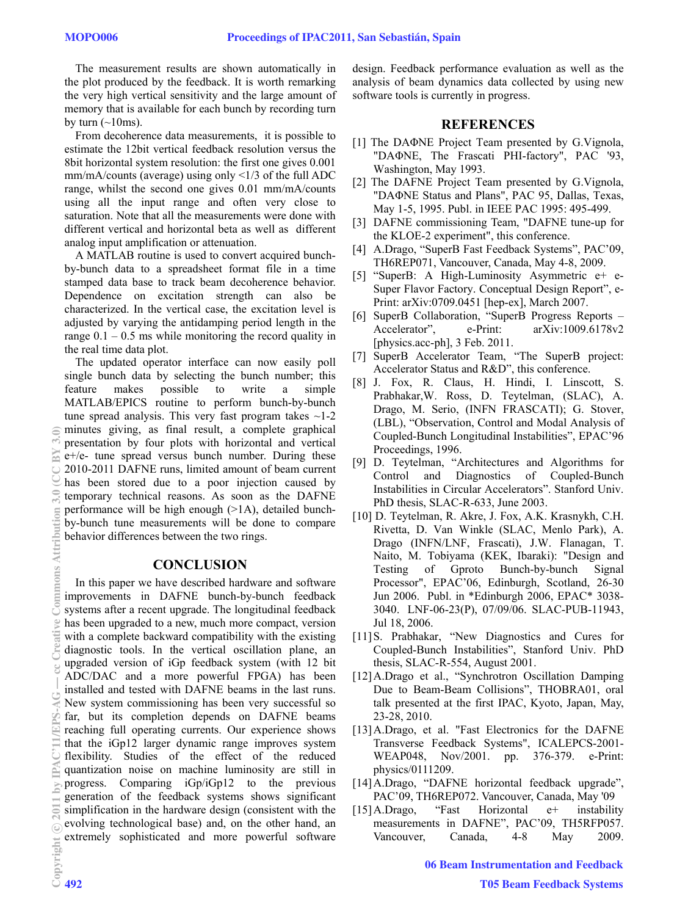The measurement results are shown automatically in the plot produced by the feedback. It is worth remarking the very high vertical sensitivity and the large amount of memory that is available for each bunch by recording turn by turn (~10ms).

From decoherence data measurements, it is possible to estimate the 12bit vertical feedback resolution versus the 8bit horizontal system resolution: the first one gives 0.001 mm/mA/counts (average) using only <1/3 of the full ADC range, whilst the second one gives 0.01 mm/mA/counts using all the input range and often very close to saturation. Note that all the measurements were done with different vertical and horizontal beta as well as different analog input amplification or attenuation.

A MATLAB routine is used to convert acquired bunch-by-bunch data to a spreadsheet format file in a time stamped data base to track beam decoherence behavior. Dependence on excitation strength can also be characterized. In the vertical case, the excitation level is adjusted by varying the antidamping period length in the range 0.1 – 0.5 ms while monitoring the record quality in the real time data plot.

The updated operator interface can now easily poll single bunch data by selecting the bunch number; this feature makes possible to write a simple MATLAB/EPICS routine to perform bunch-by-bunch tune spread analysis. This very fast program takes ~1-2 minutes giving, as final result, a complete graphical presentation by four plots with horizontal and vertical e+/e- tune spread versus bunch number. During these 2010-2011 DAFNE runs, limited amount of beam current has been stored due to a poor injection caused by temporary technical reasons. As soon as the DAFNE performance will be high enough (>1A), detailed bunch-by-bunch tune measurements will be done to compare behavior differences between the two rings.

## CONCLUSION

In this paper we have described hardware and software improvements in DAFNE bunch-by-bunch feedback systems after a recent upgrade. The longitudinal feedback has been upgraded to a new, much more compact, version with a complete backward compatibility with the existing diagnostic tools. In the vertical oscillation plane, an upgraded version of iGp feedback system (with 12 bit ADC/DAC and a more powerful FPGA) has been installed and tested with DAFNE beams in the last runs. New system commissioning has been very successful so far, but its completion depends on DAFNE beams reaching full operating currents. Our experience shows that the iGp12 larger dynamic range improves system flexibility. Studies of the effect of the reduced quantization noise on machine luminosity are still in progress. Comparing iGp/iGp12 to the previous generation of the feedback systems shows significant simplification in the hardware design (consistent with the evolving technological base) and, on the other hand, an extremely sophisticated and more powerful software design. Feedback performance evaluation as well as the analysis of beam dynamics data collected by using new software tools is currently in progress.

## REFERENCES

[1] The DAΦNE Project Team presented by G.Vignola, "DAΦNE, The Frascati PHI-factory", PAC '93, Washington, May 1993.

[2] The DAFNE Project Team presented by G.Vignola, "DAΦNE Status and Plans", PAC 95, Dallas, Texas, May 1-5, 1995. Publ. in IEEE PAC 1995: 495-499.

[3] DAFNE commissioning Team, "DAFNE tune-up for the KLOE-2 experiment", this conference.

[4] A.Drago, "SuperB Fast Feedback Systems", PAC'09, TH6REP071, Vancouver, Canada, May 4-8, 2009.

[5] "SuperB: A High-Luminosity Asymmetric e+ e- Super Flavor Factory. Conceptual Design Report", e-Print: arXiv:0709.0451 [hep-ex], March 2007.

[6] SuperB Collaboration, "SuperB Progress Reports – Accelerator", e-Print: arXiv:1009.6178v2 [physics.acc-ph], 3 Feb. 2011.

[7] SuperB Accelerator Team, "The SuperB project: Accelerator Status and R&D", this conference.

[8] J. Fox, R. Claus, H. Hindi, I. Linscott, S. Prabhakar,W. Ross, D. Teytelman, (SLAC), A. Drago, M. Serio, (INFN FRASCATI); G. Stover, (LBL), "Observation, Control and Modal Analysis of Coupled-Bunch Longitudinal Instabilities", EPAC'96 Proceedings, 1996.

[9] D. Teytelman, "Architectures and Algorithms for Control and Diagnostics of Coupled-Bunch Instabilities in Circular Accelerators". Stanford Univ. PhD thesis, SLAC-R-633, June 2003.

[10] D. Teytelman, R. Akre, J. Fox, A.K. Krasnykh, C.H. Rivetta, D. Van Winkle (SLAC, Menlo Park), A. Drago (INFN/LNF, Frascati), J.W. Flanagan, T. Naito, M. Tobiyama (KEK, Ibaraki): "Design and Testing of Gproto Bunch-by-bunch Signal Processor", EPAC'06, Edinburgh, Scotland, 26-30 Jun 2006. Publ. in *Edinburgh 2006, EPAC* 3038-3040. LNF-06-23(P), 07/09/06. SLAC-PUB-11943, Jul 18, 2006.

[11] S. Prabhakar, "New Diagnostics and Cures for Coupled-Bunch Instabilities", Stanford Univ. PhD thesis, SLAC-R-554, August 2001.

[12] A.Drago et al., "Synchrotron Oscillation Damping Due to Beam-Beam Collisions", THOBRA01, oral talk presented at the first IPAC, Kyoto, Japan, May, 23-28, 2010.

[13] A.Drago, et al. "Fast Electronics for the DAFNE Transverse Feedback Systems", ICALEPCS-2001-WEAP048, Nov/2001. pp. 376-379. e-Print: physics/0111209.

[14] A.Drago, "DAFNE horizontal feedback upgrade", PAC'09, TH6REP072. Vancouver, Canada, May '09

[15] A.Drago, "Fast Horizontal e+ instability measurements in DAFNE", PAC'09, TH5RFP057. Vancouver, Canada, 4-8 May 2009.